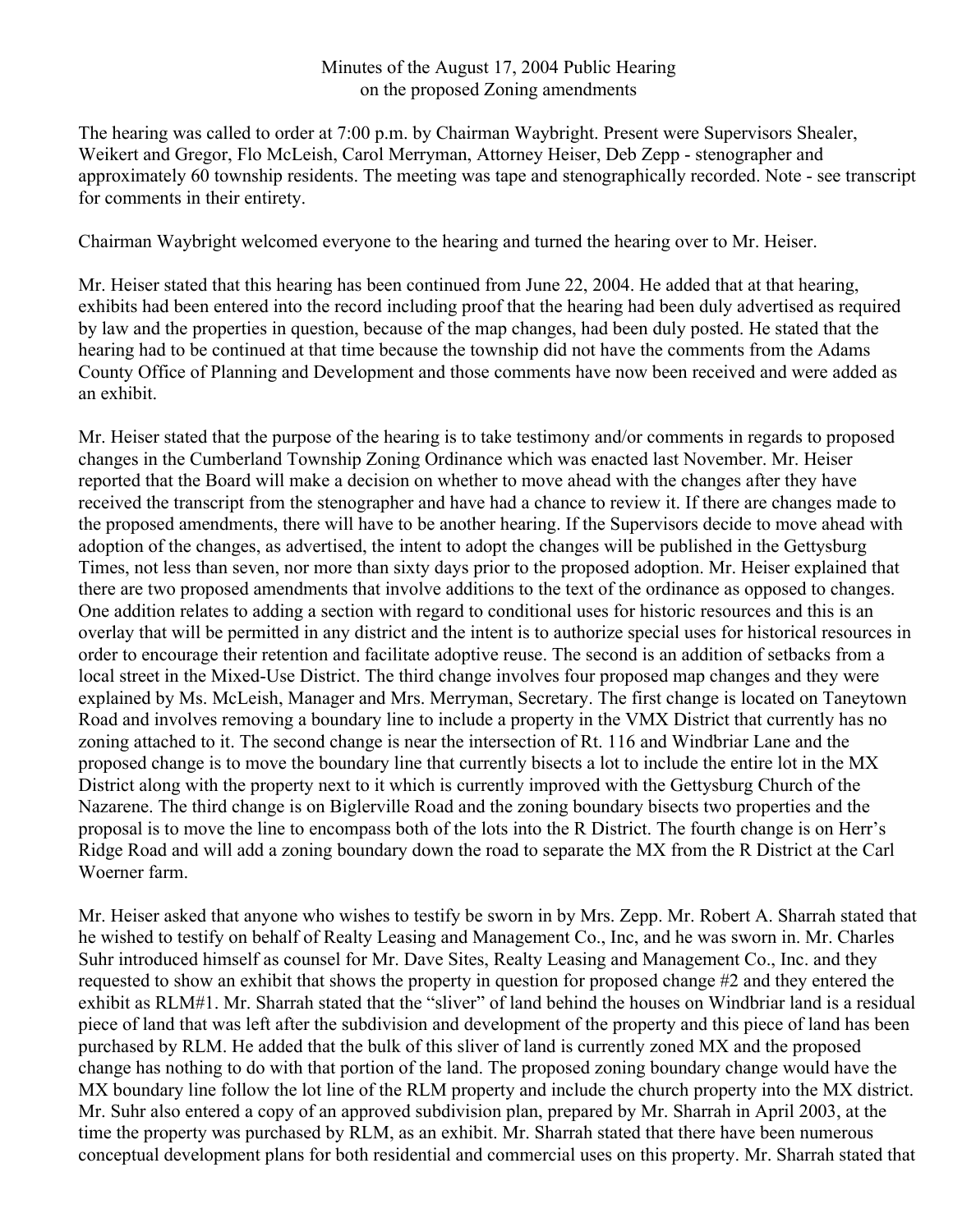Minutes of the August 17, 2004 Public Hearing
on the proposed Zoning amendments

The hearing was called to order at 7:00 p.m. by Chairman Waybright. Present were Supervisors Shealer, Weikert and Gregor, Flo McLeish, Carol Merryman, Attorney Heiser, Deb Zepp - stenographer and approximately 60 township residents. The meeting was tape and stenographically recorded. Note - see transcript for comments in their entirety.

Chairman Waybright welcomed everyone to the hearing and turned the hearing over to Mr. Heiser.

Mr. Heiser stated that this hearing has been continued from June 22, 2004. He added that at that hearing, exhibits had been entered into the record including proof that the hearing had been duly advertised as required by law and the properties in question, because of the map changes, had been duly posted. He stated that the hearing had to be continued at that time because the township did not have the comments from the Adams County Office of Planning and Development and those comments have now been received and were added as an exhibit.

Mr. Heiser stated that the purpose of the hearing is to take testimony and/or comments in regards to proposed changes in the Cumberland Township Zoning Ordinance which was enacted last November. Mr. Heiser reported that the Board will make a decision on whether to move ahead with the changes after they have received the transcript from the stenographer and have had a chance to review it. If there are changes made to the proposed amendments, there will have to be another hearing. If the Supervisors decide to move ahead with adoption of the changes, as advertised, the intent to adopt the changes will be published in the Gettysburg Times, not less than seven, nor more than sixty days prior to the proposed adoption. Mr. Heiser explained that there are two proposed amendments that involve additions to the text of the ordinance as opposed to changes. One addition relates to adding a section with regard to conditional uses for historic resources and this is an overlay that will be permitted in any district and the intent is to authorize special uses for historical resources in order to encourage their retention and facilitate adoptive reuse. The second is an addition of setbacks from a local street in the Mixed-Use District. The third change involves four proposed map changes and they were explained by Ms. McLeish, Manager and Mrs. Merryman, Secretary. The first change is located on Taneytown Road and involves removing a boundary line to include a property in the VMX District that currently has no zoning attached to it. The second change is near the intersection of Rt. 116 and Windbriar Lane and the proposed change is to move the boundary line that currently bisects a lot to include the entire lot in the MX District along with the property next to it which is currently improved with the Gettysburg Church of the Nazarene. The third change is on Biglerville Road and the zoning boundary bisects two properties and the proposal is to move the line to encompass both of the lots into the R District. The fourth change is on Herr's Ridge Road and will add a zoning boundary down the road to separate the MX from the R District at the Carl Woerner farm.

Mr. Heiser asked that anyone who wishes to testify be sworn in by Mrs. Zepp. Mr. Robert A. Sharrah stated that he wished to testify on behalf of Realty Leasing and Management Co., Inc, and he was sworn in. Mr. Charles Suhr introduced himself as counsel for Mr. Dave Sites, Realty Leasing and Management Co., Inc. and they requested to show an exhibit that shows the property in question for proposed change #2 and they entered the exhibit as RLM#1. Mr. Sharrah stated that the "sliver" of land behind the houses on Windbriar land is a residual piece of land that was left after the subdivision and development of the property and this piece of land has been purchased by RLM. He added that the bulk of this sliver of land is currently zoned MX and the proposed change has nothing to do with that portion of the land. The proposed zoning boundary change would have the MX boundary line follow the lot line of the RLM property and include the church property into the MX district. Mr. Suhr also entered a copy of an approved subdivision plan, prepared by Mr. Sharrah in April 2003, at the time the property was purchased by RLM, as an exhibit. Mr. Sharrah stated that there have been numerous conceptual development plans for both residential and commercial uses on this property. Mr. Sharrah stated that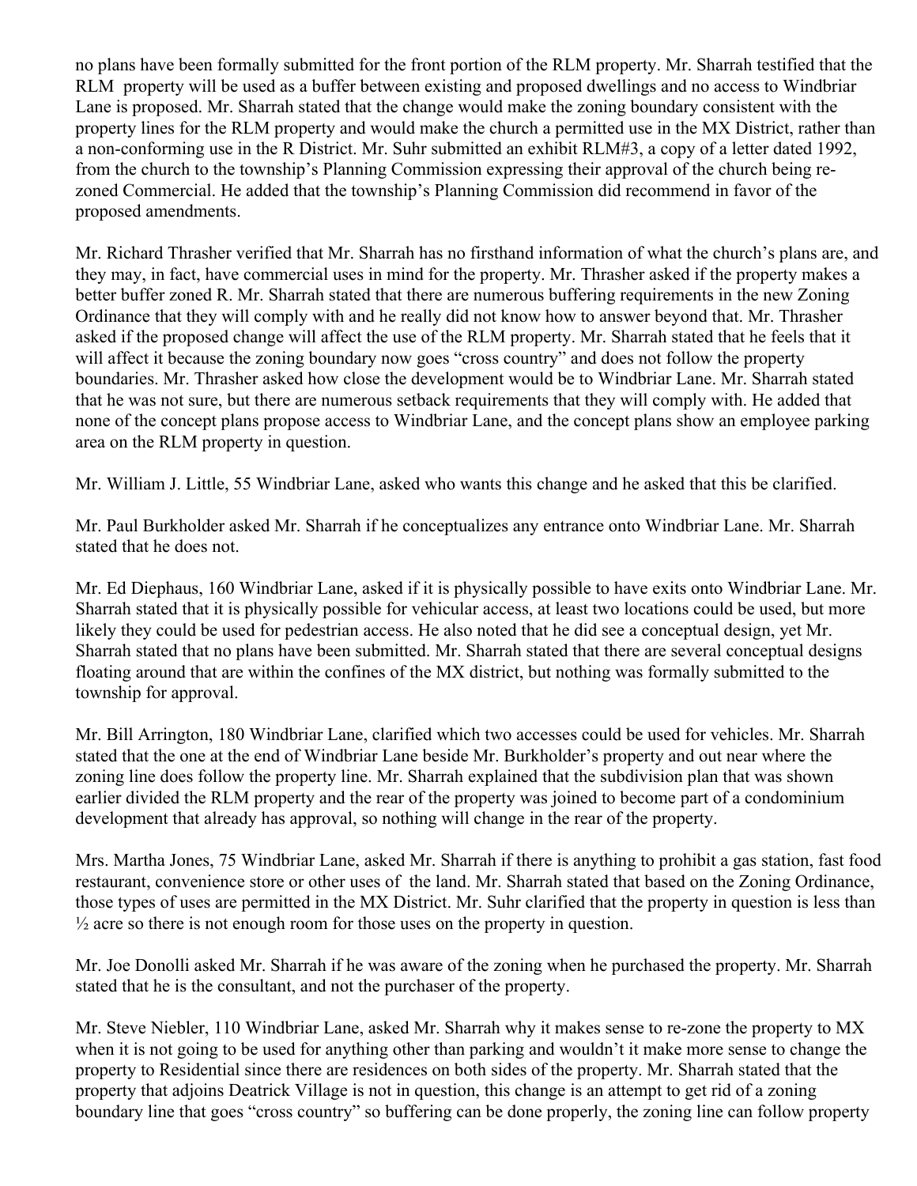no plans have been formally submitted for the front portion of the RLM property. Mr. Sharrah testified that the RLM property will be used as a buffer between existing and proposed dwellings and no access to Windbriar Lane is proposed. Mr. Sharrah stated that the change would make the zoning boundary consistent with the property lines for the RLM property and would make the church a permitted use in the MX District, rather than a non-conforming use in the R District. Mr. Suhr submitted an exhibit RLM#3, a copy of a letter dated 1992, from the church to the township's Planning Commission expressing their approval of the church being re-zoned Commercial. He added that the township's Planning Commission did recommend in favor of the proposed amendments.

Mr. Richard Thrasher verified that Mr. Sharrah has no firsthand information of what the church's plans are, and they may, in fact, have commercial uses in mind for the property. Mr. Thrasher asked if the property makes a better buffer zoned R. Mr. Sharrah stated that there are numerous buffering requirements in the new Zoning Ordinance that they will comply with and he really did not know how to answer beyond that. Mr. Thrasher asked if the proposed change will affect the use of the RLM property. Mr. Sharrah stated that he feels that it will affect it because the zoning boundary now goes "cross country" and does not follow the property boundaries. Mr. Thrasher asked how close the development would be to Windbriar Lane. Mr. Sharrah stated that he was not sure, but there are numerous setback requirements that they will comply with. He added that none of the concept plans propose access to Windbriar Lane, and the concept plans show an employee parking area on the RLM property in question.

Mr. William J. Little, 55 Windbriar Lane, asked who wants this change and he asked that this be clarified.

Mr. Paul Burkholder asked Mr. Sharrah if he conceptualizes any entrance onto Windbriar Lane. Mr. Sharrah stated that he does not.

Mr. Ed Diephaus, 160 Windbriar Lane, asked if it is physically possible to have exits onto Windbriar Lane. Mr. Sharrah stated that it is physically possible for vehicular access, at least two locations could be used, but more likely they could be used for pedestrian access. He also noted that he did see a conceptual design, yet Mr. Sharrah stated that no plans have been submitted. Mr. Sharrah stated that there are several conceptual designs floating around that are within the confines of the MX district, but nothing was formally submitted to the township for approval.

Mr. Bill Arrington, 180 Windbriar Lane, clarified which two accesses could be used for vehicles. Mr. Sharrah stated that the one at the end of Windbriar Lane beside Mr. Burkholder's property and out near where the zoning line does follow the property line. Mr. Sharrah explained that the subdivision plan that was shown earlier divided the RLM property and the rear of the property was joined to become part of a condominium development that already has approval, so nothing will change in the rear of the property.

Mrs. Martha Jones, 75 Windbriar Lane, asked Mr. Sharrah if there is anything to prohibit a gas station, fast food restaurant, convenience store or other uses of the land. Mr. Sharrah stated that based on the Zoning Ordinance, those types of uses are permitted in the MX District. Mr. Suhr clarified that the property in question is less than ½ acre so there is not enough room for those uses on the property in question.

Mr. Joe Donolli asked Mr. Sharrah if he was aware of the zoning when he purchased the property. Mr. Sharrah stated that he is the consultant, and not the purchaser of the property.

Mr. Steve Niebler, 110 Windbriar Lane, asked Mr. Sharrah why it makes sense to re-zone the property to MX when it is not going to be used for anything other than parking and wouldn't it make more sense to change the property to Residential since there are residences on both sides of the property. Mr. Sharrah stated that the property that adjoins Deatrick Village is not in question, this change is an attempt to get rid of a zoning boundary line that goes "cross country" so buffering can be done properly, the zoning line can follow property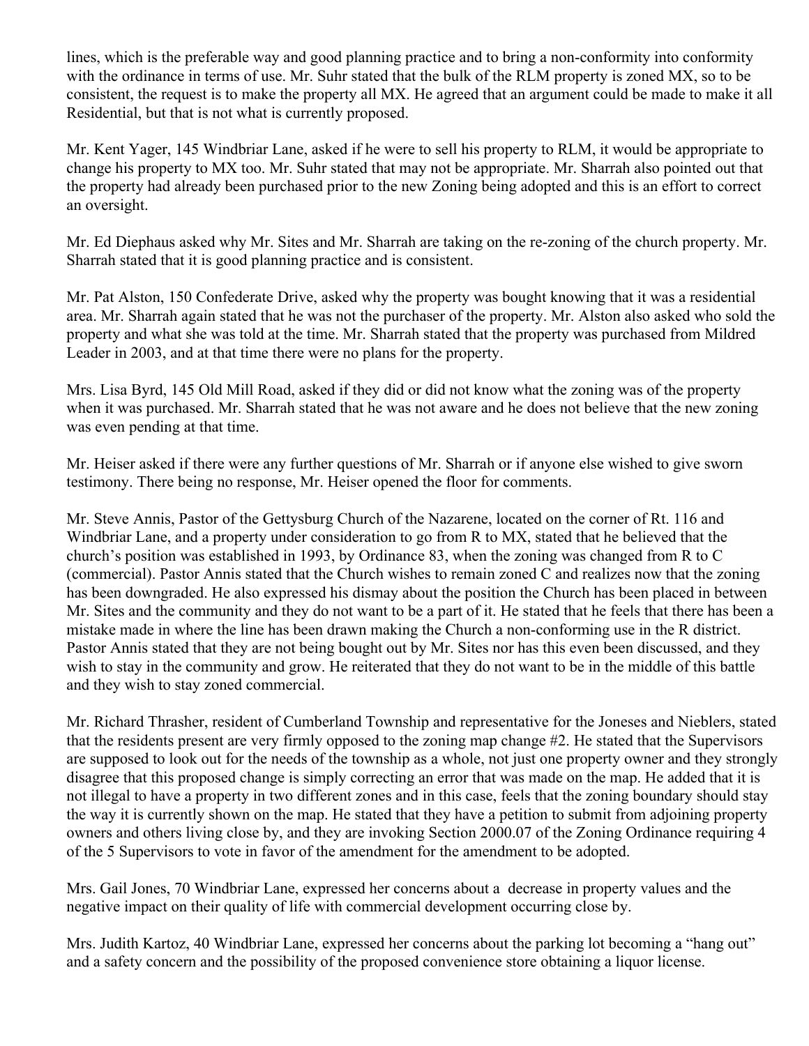lines, which is the preferable way and good planning practice and to bring a non-conformity into conformity with the ordinance in terms of use. Mr. Suhr stated that the bulk of the RLM property is zoned MX, so to be consistent, the request is to make the property all MX. He agreed that an argument could be made to make it all Residential, but that is not what is currently proposed.

Mr. Kent Yager, 145 Windbriar Lane, asked if he were to sell his property to RLM, it would be appropriate to change his property to MX too. Mr. Suhr stated that may not be appropriate. Mr. Sharrah also pointed out that the property had already been purchased prior to the new Zoning being adopted and this is an effort to correct an oversight.

Mr. Ed Diephaus asked why Mr. Sites and Mr. Sharrah are taking on the re-zoning of the church property. Mr. Sharrah stated that it is good planning practice and is consistent.

Mr. Pat Alston, 150 Confederate Drive, asked why the property was bought knowing that it was a residential area. Mr. Sharrah again stated that he was not the purchaser of the property. Mr. Alston also asked who sold the property and what she was told at the time. Mr. Sharrah stated that the property was purchased from Mildred Leader in 2003, and at that time there were no plans for the property.

Mrs. Lisa Byrd, 145 Old Mill Road, asked if they did or did not know what the zoning was of the property when it was purchased. Mr. Sharrah stated that he was not aware and he does not believe that the new zoning was even pending at that time.

Mr. Heiser asked if there were any further questions of Mr. Sharrah or if anyone else wished to give sworn testimony. There being no response, Mr. Heiser opened the floor for comments.

Mr. Steve Annis, Pastor of the Gettysburg Church of the Nazarene, located on the corner of Rt. 116 and Windbriar Lane, and a property under consideration to go from R to MX, stated that he believed that the church's position was established in 1993, by Ordinance 83, when the zoning was changed from R to C (commercial). Pastor Annis stated that the Church wishes to remain zoned C and realizes now that the zoning has been downgraded. He also expressed his dismay about the position the Church has been placed in between Mr. Sites and the community and they do not want to be a part of it. He stated that he feels that there has been a mistake made in where the line has been drawn making the Church a non-conforming use in the R district. Pastor Annis stated that they are not being bought out by Mr. Sites nor has this even been discussed, and they wish to stay in the community and grow. He reiterated that they do not want to be in the middle of this battle and they wish to stay zoned commercial.

Mr. Richard Thrasher, resident of Cumberland Township and representative for the Joneses and Nieblers, stated that the residents present are very firmly opposed to the zoning map change #2. He stated that the Supervisors are supposed to look out for the needs of the township as a whole, not just one property owner and they strongly disagree that this proposed change is simply correcting an error that was made on the map. He added that it is not illegal to have a property in two different zones and in this case, feels that the zoning boundary should stay the way it is currently shown on the map. He stated that they have a petition to submit from adjoining property owners and others living close by, and they are invoking Section 2000.07 of the Zoning Ordinance requiring 4 of the 5 Supervisors to vote in favor of the amendment for the amendment to be adopted.

Mrs. Gail Jones, 70 Windbriar Lane, expressed her concerns about a decrease in property values and the negative impact on their quality of life with commercial development occurring close by.

Mrs. Judith Kartoz, 40 Windbriar Lane, expressed her concerns about the parking lot becoming a "hang out" and a safety concern and the possibility of the proposed convenience store obtaining a liquor license.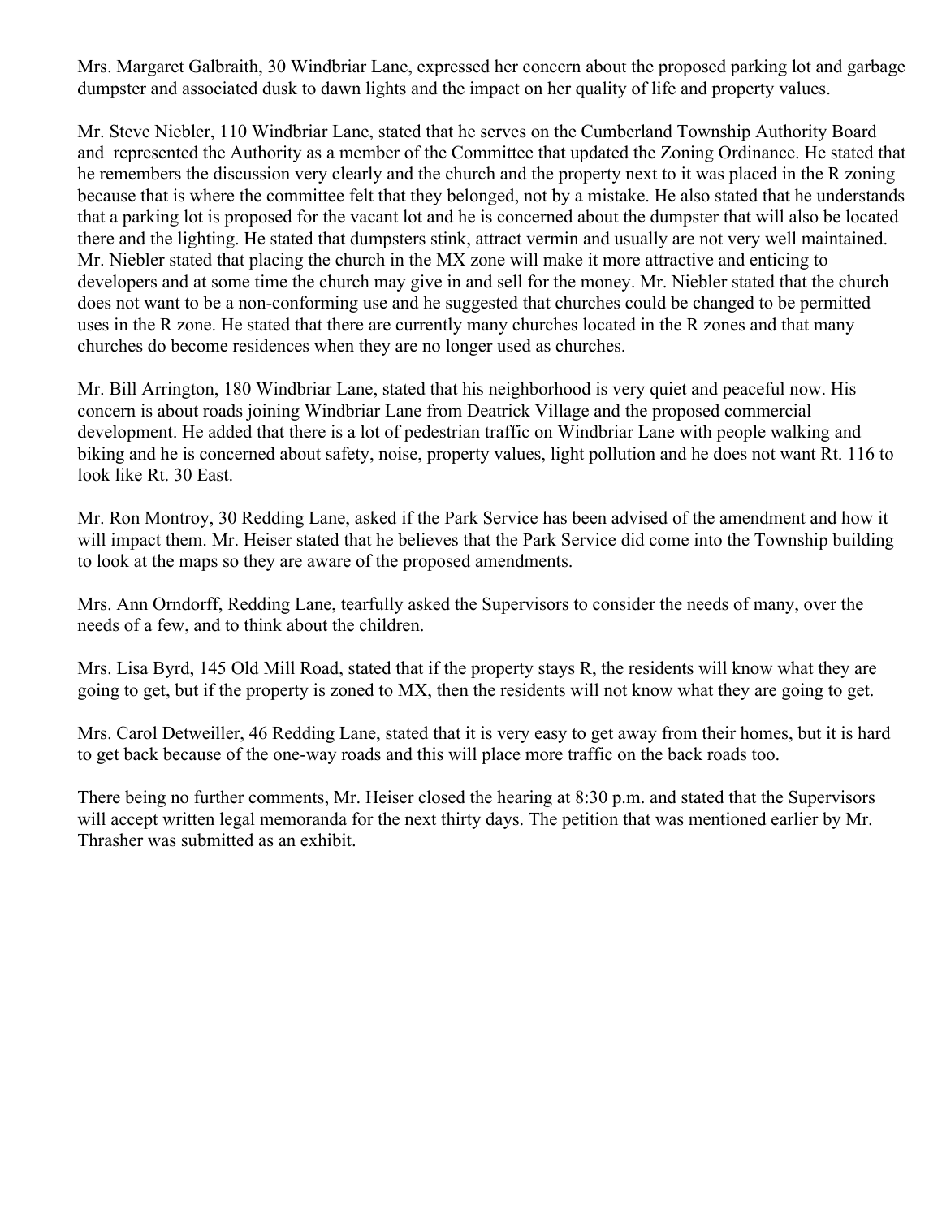Mrs. Margaret Galbraith, 30 Windbriar Lane, expressed her concern about the proposed parking lot and garbage dumpster and associated dusk to dawn lights and the impact on her quality of life and property values.

Mr. Steve Niebler, 110 Windbriar Lane, stated that he serves on the Cumberland Township Authority Board and represented the Authority as a member of the Committee that updated the Zoning Ordinance. He stated that he remembers the discussion very clearly and the church and the property next to it was placed in the R zoning because that is where the committee felt that they belonged, not by a mistake. He also stated that he understands that a parking lot is proposed for the vacant lot and he is concerned about the dumpster that will also be located there and the lighting. He stated that dumpsters stink, attract vermin and usually are not very well maintained. Mr. Niebler stated that placing the church in the MX zone will make it more attractive and enticing to developers and at some time the church may give in and sell for the money. Mr. Niebler stated that the church does not want to be a non-conforming use and he suggested that churches could be changed to be permitted uses in the R zone. He stated that there are currently many churches located in the R zones and that many churches do become residences when they are no longer used as churches.

Mr. Bill Arrington, 180 Windbriar Lane, stated that his neighborhood is very quiet and peaceful now. His concern is about roads joining Windbriar Lane from Deatrick Village and the proposed commercial development. He added that there is a lot of pedestrian traffic on Windbriar Lane with people walking and biking and he is concerned about safety, noise, property values, light pollution and he does not want Rt. 116 to look like Rt. 30 East.

Mr. Ron Montroy, 30 Redding Lane, asked if the Park Service has been advised of the amendment and how it will impact them. Mr. Heiser stated that he believes that the Park Service did come into the Township building to look at the maps so they are aware of the proposed amendments.

Mrs. Ann Orndorff, Redding Lane, tearfully asked the Supervisors to consider the needs of many, over the needs of a few, and to think about the children.

Mrs. Lisa Byrd, 145 Old Mill Road, stated that if the property stays R, the residents will know what they are going to get, but if the property is zoned to MX, then the residents will not know what they are going to get.

Mrs. Carol Detweiller, 46 Redding Lane, stated that it is very easy to get away from their homes, but it is hard to get back because of the one-way roads and this will place more traffic on the back roads too.

There being no further comments, Mr. Heiser closed the hearing at 8:30 p.m. and stated that the Supervisors will accept written legal memoranda for the next thirty days. The petition that was mentioned earlier by Mr. Thrasher was submitted as an exhibit.